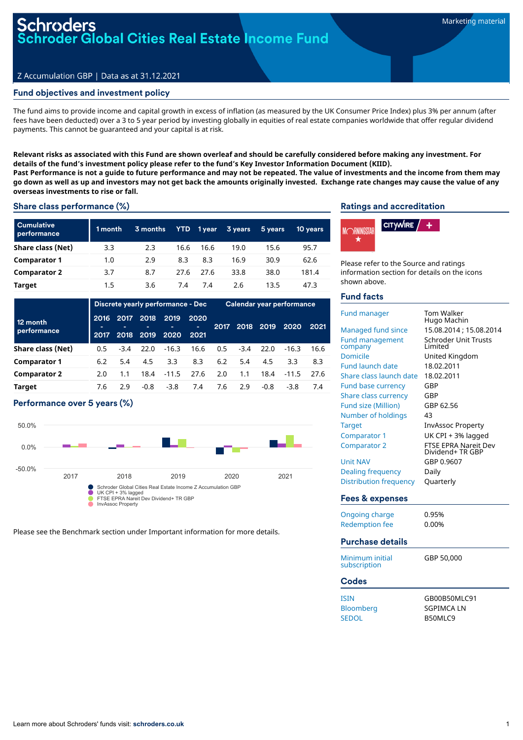# Schroders
# Schroder Global Cities Real Estate Income Fund

Marketing material

Z Accumulation GBP | Data as at 31.12.2021

## Fund objectives and investment policy

The fund aims to provide income and capital growth in excess of inflation (as measured by the UK Consumer Price Index) plus 3% per annum (after fees have been deducted) over a 3 to 5 year period by investing globally in equities of real estate companies worldwide that offer regular dividend payments. This cannot be guaranteed and your capital is at risk.

**Relevant risks as associated with this Fund are shown overleaf and should be carefully considered before making any investment. For details of the fund's investment policy please refer to the fund's Key Investor Information Document (KIID).**
**Past Performance is not a guide to future performance and may not be repeated. The value of investments and the income from them may go down as well as up and investors may not get back the amounts originally invested. Exchange rate changes may cause the value of any overseas investments to rise or fall.**

## Share class performance (%)

| Cumulative performance | 1 month | 3 months | YTD | 1 year | 3 years | 5 years | 10 years |
|---|---|---|---|---|---|---|---|
| Share class (Net) | 3.3 | 2.3 | 16.6 | 16.6 | 19.0 | 15.6 | 95.7 |
| Comparator 1 | 1.0 | 2.9 | 8.3 | 8.3 | 16.9 | 30.9 | 62.6 |
| Comparator 2 | 3.7 | 8.7 | 27.6 | 27.6 | 33.8 | 38.0 | 181.4 |
| Target | 1.5 | 3.6 | 7.4 | 7.4 | 2.6 | 13.5 | 47.3 |

| 12 month performance | Discrete yearly performance - Dec | | | | | Calendar year performance | | | | |
|---|---|---|---|---|---|---|---|---|---|---|
| | 2016 - 2017 | 2017 - 2018 | 2018 - 2019 | 2019 - 2020 | 2020 - 2021 | 2017 | 2018 | 2019 | 2020 | 2021 |
| Share class (Net) | 0.5 | -3.4 | 22.0 | -16.3 | 16.6 | 0.5 | -3.4 | 22.0 | -16.3 | 16.6 |
| Comparator 1 | 6.2 | 5.4 | 4.5 | 3.3 | 8.3 | 6.2 | 5.4 | 4.5 | 3.3 | 8.3 |
| Comparator 2 | 2.0 | 1.1 | 18.4 | -11.5 | 27.6 | 2.0 | 1.1 | 18.4 | -11.5 | 27.6 |
| Target | 7.6 | 2.9 | -0.8 | -3.8 | 7.4 | 7.6 | 2.9 | -0.8 | -3.8 | 7.4 |

## Performance over 5 years (%)

- Schroder Global Cities Real Estate Income Z Accumulation GBP
- UK CPI + 3% lagged
- FTSE EPRA Nareit Dev Dividend+ TR GBP
- InvAssoc Property

Please see the Benchmark section under Important information for more details.

## Ratings and accreditation

Please refer to the Source and ratings information section for details on the icons shown above.

## Fund facts

| | |
|---|---|
| Fund manager | Tom Walker<br>Hugo Machin |
| Managed fund since | 15.08.2014 ; 15.08.2014 |
| Fund management company | Schroder Unit Trusts Limited |
| Domicile | United Kingdom |
| Fund launch date | 18.02.2011 |
| Share class launch date | 18.02.2011 |
| Fund base currency | GBP |
| Share class currency | GBP |
| Fund size (Million) | GBP 62.56 |
| Number of holdings | 43 |
| Target | InvAssoc Property |
| Comparator 1 | UK CPI + 3% lagged |
| Comparator 2 | FTSE EPRA Nareit Dev Dividend+ TR GBP |
| Unit NAV | GBP 0.9607 |
| Dealing frequency | Daily |
| Distribution frequency | Quarterly |

## Fees & expenses

| | |
|---|---|
| Ongoing charge | 0.95% |
| Redemption fee | 0.00% |

## Purchase details

| | |
|---|---|
| Minimum initial subscription | GBP 50,000 |

## Codes

| | |
|---|---|
| ISIN | GB00B50MLC91 |
| Bloomberg | SGPIMCA LN |
| SEDOL | B50MLC9 |

Learn more about Schroders' funds visit: **schroders.co.uk**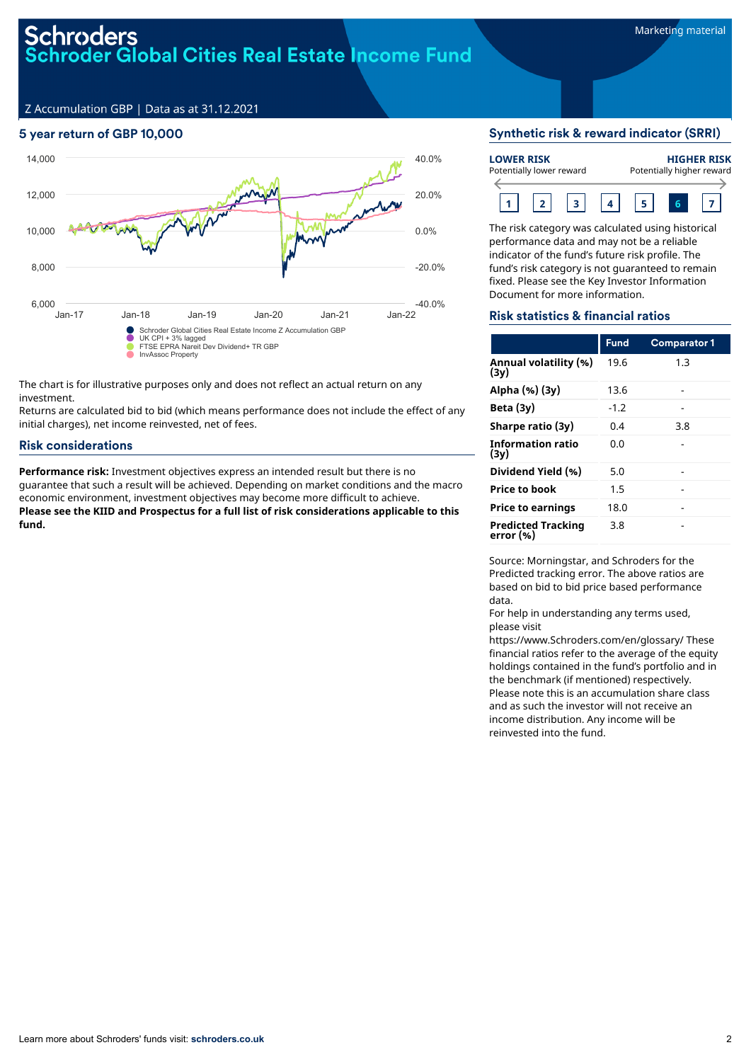# Schroders
## Schroder Global Cities Real Estate Income Fund

Marketing material

Z Accumulation GBP | Data as at 31.12.2021

### 5 year return of GBP 10,000

- Schroder Global Cities Real Estate Income Z Accumulation GBP
- UK CPI + 3% lagged
- FTSE EPRA Nareit Dev Dividend+ TR GBP
- InvAssoc Property

The chart is for illustrative purposes only and does not reflect an actual return on any investment.
Returns are calculated bid to bid (which means performance does not include the effect of any initial charges), net income reinvested, net of fees.

### Risk considerations

**Performance risk:** Investment objectives express an intended result but there is no guarantee that such a result will be achieved. Depending on market conditions and the macro economic environment, investment objectives may become more difficult to achieve.
**Please see the KIID and Prospectus for a full list of risk considerations applicable to this fund.**

### Synthetic risk & reward indicator (SRRI)

**LOWER RISK** Potentially lower reward — **HIGHER RISK** Potentially higher reward

1 | 2 | 3 | 4 | 5 | **6** | 7

The risk category was calculated using historical performance data and may not be a reliable indicator of the fund's future risk profile. The fund's risk category is not guaranteed to remain fixed. Please see the Key Investor Information Document for more information.

### Risk statistics & financial ratios

| | Fund | Comparator 1 |
|---|---|---|
| **Annual volatility (%) (3y)** | 19.6 | 1.3 |
| **Alpha (%) (3y)** | 13.6 | - |
| **Beta (3y)** | -1.2 | - |
| **Sharpe ratio (3y)** | 0.4 | 3.8 |
| **Information ratio (3y)** | 0.0 | - |
| **Dividend Yield (%)** | 5.0 | - |
| **Price to book** | 1.5 | - |
| **Price to earnings** | 18.0 | - |
| **Predicted Tracking error (%)** | 3.8 | - |

Source: Morningstar, and Schroders for the Predicted tracking error. The above ratios are based on bid to bid price based performance data.
For help in understanding any terms used, please visit https://www.Schroders.com/en/glossary/ These financial ratios refer to the average of the equity holdings contained in the fund's portfolio and in the benchmark (if mentioned) respectively.
Please note this is an accumulation share class and as such the investor will not receive an income distribution. Any income will be reinvested into the fund.

Learn more about Schroders' funds visit: **schroders.co.uk**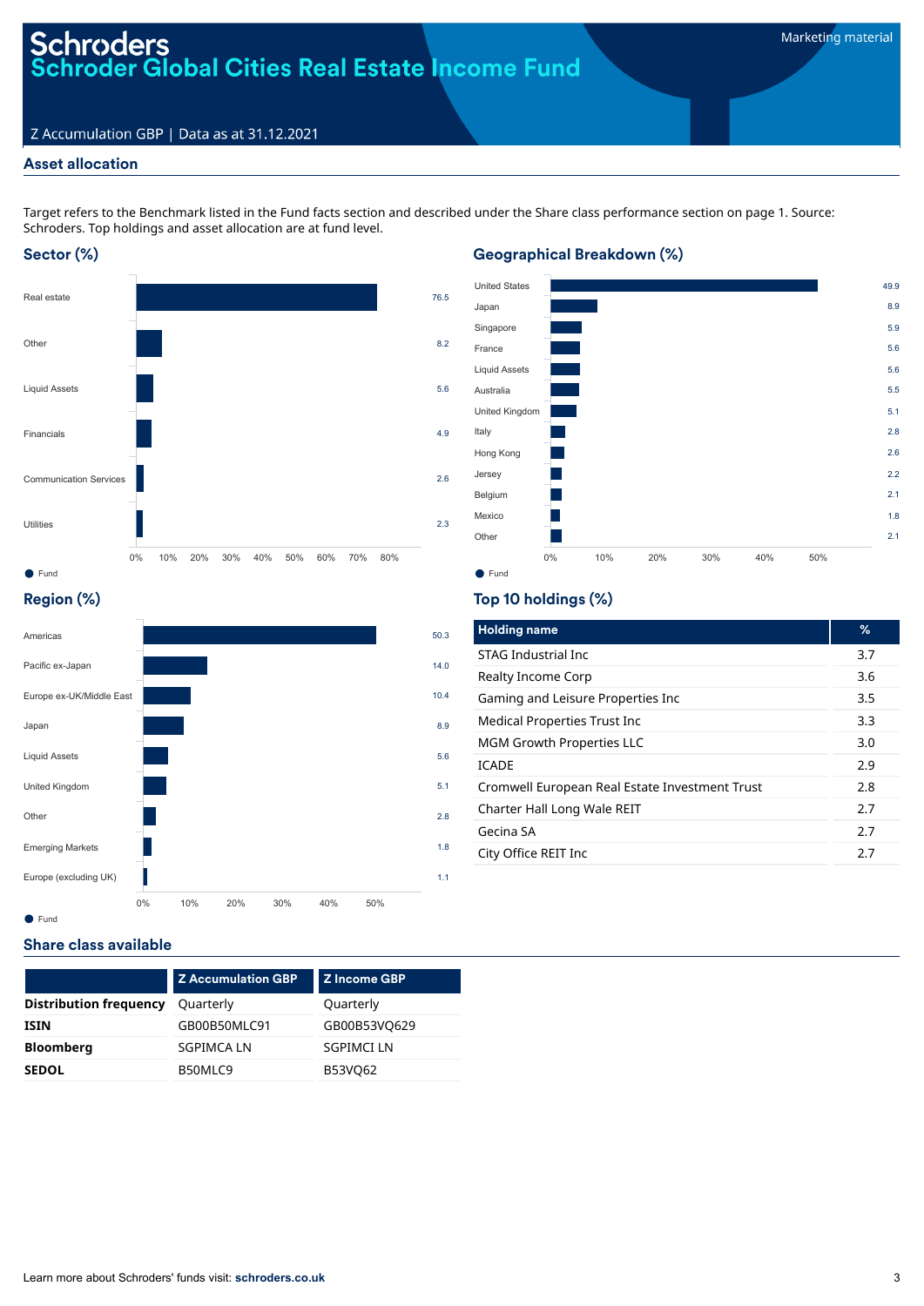# Schroders
# Schroder Global Cities Real Estate Income Fund

Marketing material

Z Accumulation GBP | Data as at 31.12.2021

## Asset allocation

Target refers to the Benchmark listed in the Fund facts section and described under the Share class performance section on page 1. Source: Schroders. Top holdings and asset allocation are at fund level.

### Sector (%)

| Sector | Fund |
|---|---|
| Real estate | 76.5 |
| Other | 8.2 |
| Liquid Assets | 5.6 |
| Financials | 4.9 |
| Communication Services | 2.6 |
| Utilities | 2.3 |

### Geographical Breakdown (%)

| Country | Fund |
|---|---|
| United States | 49.9 |
| Japan | 8.9 |
| Singapore | 5.9 |
| France | 5.6 |
| Liquid Assets | 5.6 |
| Australia | 5.5 |
| United Kingdom | 5.1 |
| Italy | 2.8 |
| Hong Kong | 2.6 |
| Jersey | 2.2 |
| Belgium | 2.1 |
| Mexico | 1.8 |
| Other | 2.1 |

### Region (%)

| Region | Fund |
|---|---|
| Americas | 50.3 |
| Pacific ex-Japan | 14.0 |
| Europe ex-UK/Middle East | 10.4 |
| Japan | 8.9 |
| Liquid Assets | 5.6 |
| United Kingdom | 5.1 |
| Other | 2.8 |
| Emerging Markets | 1.8 |
| Europe (excluding UK) | 1.1 |

### Top 10 holdings (%)

| Holding name | % |
|---|---|
| STAG Industrial Inc | 3.7 |
| Realty Income Corp | 3.6 |
| Gaming and Leisure Properties Inc | 3.5 |
| Medical Properties Trust Inc | 3.3 |
| MGM Growth Properties LLC | 3.0 |
| ICADE | 2.9 |
| Cromwell European Real Estate Investment Trust | 2.8 |
| Charter Hall Long Wale REIT | 2.7 |
| Gecina SA | 2.7 |
| City Office REIT Inc | 2.7 |

## Share class available

| | Z Accumulation GBP | Z Income GBP |
|---|---|---|
| **Distribution frequency** | Quarterly | Quarterly |
| **ISIN** | GB00B50MLC91 | GB00B53VQ629 |
| **Bloomberg** | SGPIMCA LN | SGPIMCI LN |
| **SEDOL** | B50MLC9 | B53VQ62 |

Learn more about Schroders' funds visit: **schroders.co.uk**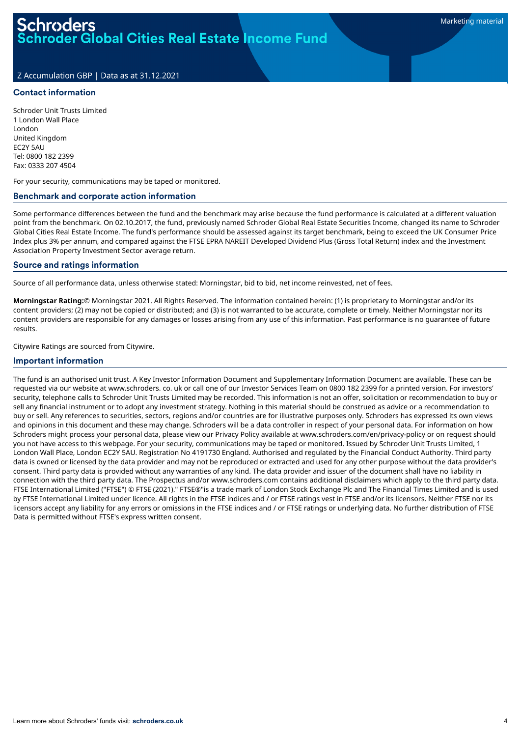Schroders
# Schroder Global Cities Real Estate Income Fund

Marketing material

Z Accumulation GBP | Data as at 31.12.2021

## Contact information

Schroder Unit Trusts Limited
1 London Wall Place
London
United Kingdom
EC2Y 5AU
Tel: 0800 182 2399
Fax: 0333 207 4504

For your security, communications may be taped or monitored.

## Benchmark and corporate action information

Some performance differences between the fund and the benchmark may arise because the fund performance is calculated at a different valuation point from the benchmark. On 02.10.2017, the fund, previously named Schroder Global Real Estate Securities Income, changed its name to Schroder Global Cities Real Estate Income. The fund's performance should be assessed against its target benchmark, being to exceed the UK Consumer Price Index plus 3% per annum, and compared against the FTSE EPRA NAREIT Developed Dividend Plus (Gross Total Return) index and the Investment Association Property Investment Sector average return.

## Source and ratings information

Source of all performance data, unless otherwise stated: Morningstar, bid to bid, net income reinvested, net of fees.

**Morningstar Rating:**© Morningstar 2021. All Rights Reserved. The information contained herein: (1) is proprietary to Morningstar and/or its content providers; (2) may not be copied or distributed; and (3) is not warranted to be accurate, complete or timely. Neither Morningstar nor its content providers are responsible for any damages or losses arising from any use of this information. Past performance is no guarantee of future results.

Citywire Ratings are sourced from Citywire.

## Important information

The fund is an authorised unit trust. A Key Investor Information Document and Supplementary Information Document are available. These can be requested via our website at www.schroders. co. uk or call one of our Investor Services Team on 0800 182 2399 for a printed version. For investors' security, telephone calls to Schroder Unit Trusts Limited may be recorded. This information is not an offer, solicitation or recommendation to buy or sell any financial instrument or to adopt any investment strategy. Nothing in this material should be construed as advice or a recommendation to buy or sell. Any references to securities, sectors, regions and/or countries are for illustrative purposes only. Schroders has expressed its own views and opinions in this document and these may change. Schroders will be a data controller in respect of your personal data. For information on how Schroders might process your personal data, please view our Privacy Policy available at www.schroders.com/en/privacy-policy or on request should you not have access to this webpage. For your security, communications may be taped or monitored. Issued by Schroder Unit Trusts Limited, 1 London Wall Place, London EC2Y 5AU. Registration No 4191730 England. Authorised and regulated by the Financial Conduct Authority. Third party data is owned or licensed by the data provider and may not be reproduced or extracted and used for any other purpose without the data provider's consent. Third party data is provided without any warranties of any kind. The data provider and issuer of the document shall have no liability in connection with the third party data. The Prospectus and/or www.schroders.com contains additional disclaimers which apply to the third party data. FTSE International Limited ("FTSE") © FTSE (2021)." FTSE®"is a trade mark of London Stock Exchange Plc and The Financial Times Limited and is used by FTSE International Limited under licence. All rights in the FTSE indices and / or FTSE ratings vest in FTSE and/or its licensors. Neither FTSE nor its licensors accept any liability for any errors or omissions in the FTSE indices and / or FTSE ratings or underlying data. No further distribution of FTSE Data is permitted without FTSE's express written consent.

Learn more about Schroders' funds visit: **schroders.co.uk**